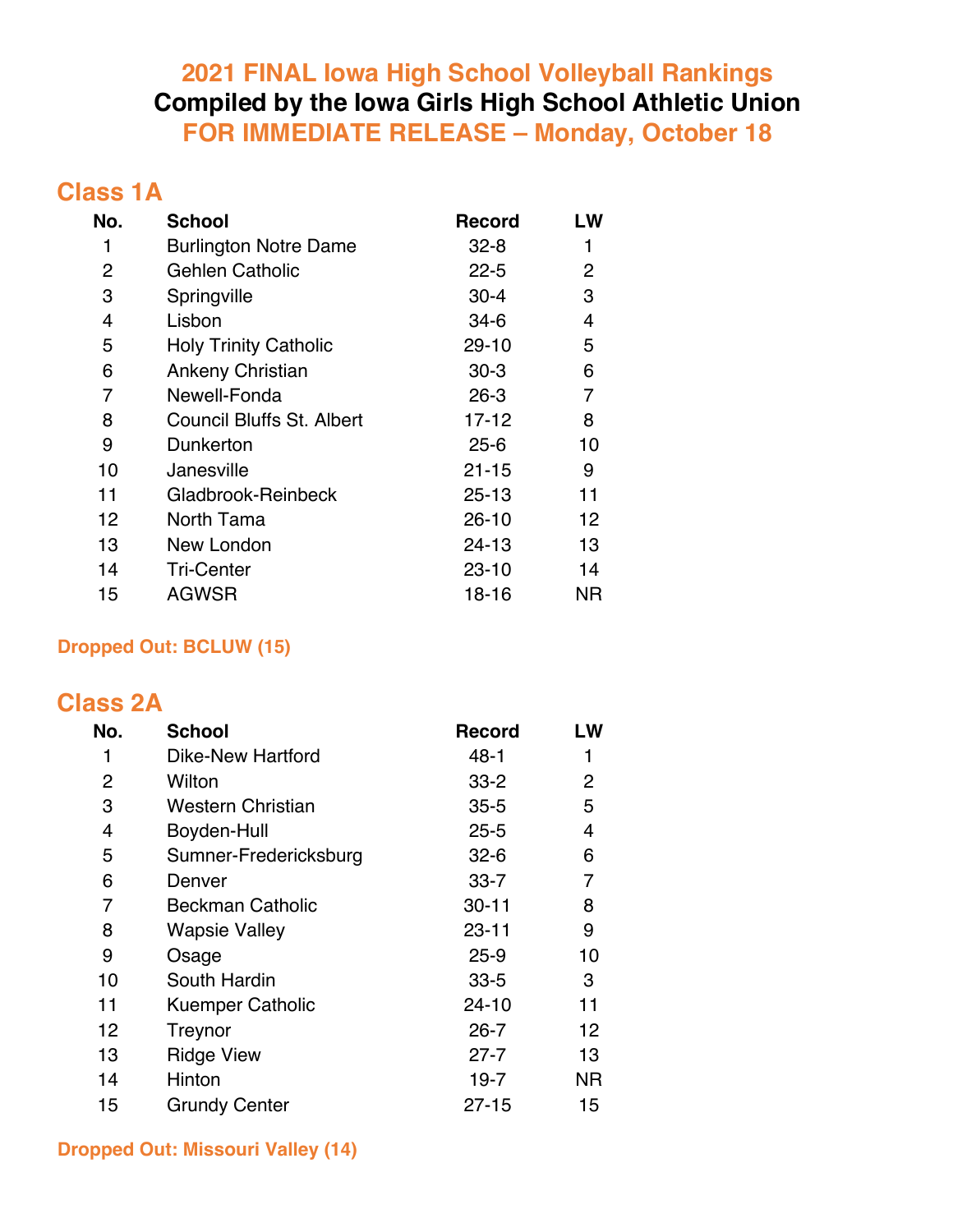# 2021 FINAL Iowa High School Volleyball Rankings

## Compiled by the Iowa Girls High School Athletic Union

## FOR IMMEDIATE RELEASE – Monday, October 18

## Class 1A

| No. | School | Record | LW |
|---|---|---|---|
| 1 | Burlington Notre Dame | 32-8 | 1 |
| 2 | Gehlen Catholic | 22-5 | 2 |
| 3 | Springville | 30-4 | 3 |
| 4 | Lisbon | 34-6 | 4 |
| 5 | Holy Trinity Catholic | 29-10 | 5 |
| 6 | Ankeny Christian | 30-3 | 6 |
| 7 | Newell-Fonda | 26-3 | 7 |
| 8 | Council Bluffs St. Albert | 17-12 | 8 |
| 9 | Dunkerton | 25-6 | 10 |
| 10 | Janesville | 21-15 | 9 |
| 11 | Gladbrook-Reinbeck | 25-13 | 11 |
| 12 | North Tama | 26-10 | 12 |
| 13 | New London | 24-13 | 13 |
| 14 | Tri-Center | 23-10 | 14 |
| 15 | AGWSR | 18-16 | NR |

**Dropped Out: BCLUW (15)**

## Class 2A

| No. | School | Record | LW |
|---|---|---|---|
| 1 | Dike-New Hartford | 48-1 | 1 |
| 2 | Wilton | 33-2 | 2 |
| 3 | Western Christian | 35-5 | 5 |
| 4 | Boyden-Hull | 25-5 | 4 |
| 5 | Sumner-Fredericksburg | 32-6 | 6 |
| 6 | Denver | 33-7 | 7 |
| 7 | Beckman Catholic | 30-11 | 8 |
| 8 | Wapsie Valley | 23-11 | 9 |
| 9 | Osage | 25-9 | 10 |
| 10 | South Hardin | 33-5 | 3 |
| 11 | Kuemper Catholic | 24-10 | 11 |
| 12 | Treynor | 26-7 | 12 |
| 13 | Ridge View | 27-7 | 13 |
| 14 | Hinton | 19-7 | NR |
| 15 | Grundy Center | 27-15 | 15 |

**Dropped Out: Missouri Valley (14)**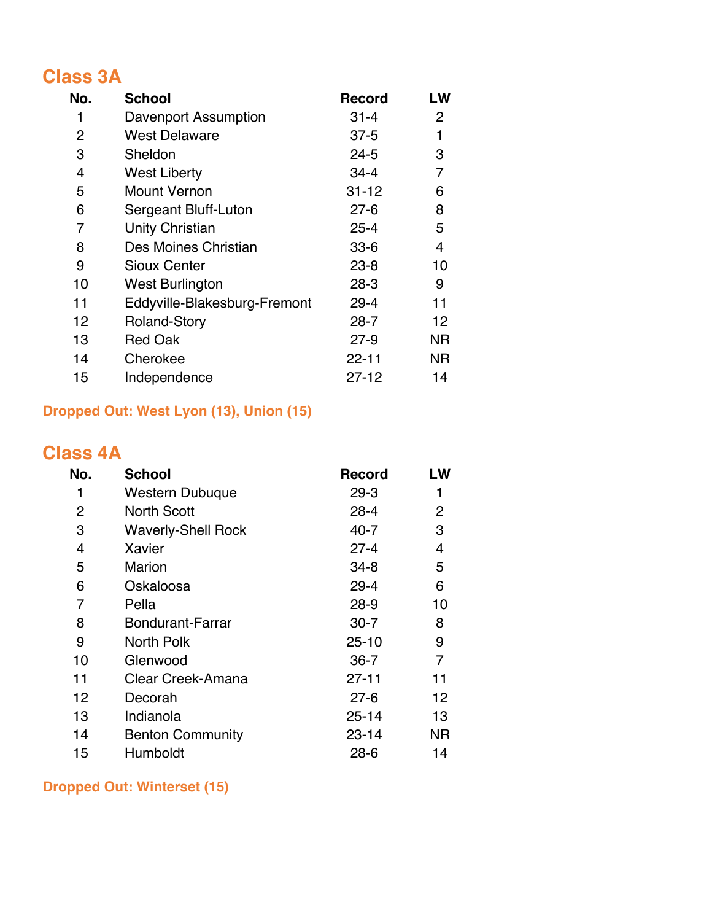## Class 3A

| No. | School | Record | LW |
|---|---|---|---|
| 1 | Davenport Assumption | 31-4 | 2 |
| 2 | West Delaware | 37-5 | 1 |
| 3 | Sheldon | 24-5 | 3 |
| 4 | West Liberty | 34-4 | 7 |
| 5 | Mount Vernon | 31-12 | 6 |
| 6 | Sergeant Bluff-Luton | 27-6 | 8 |
| 7 | Unity Christian | 25-4 | 5 |
| 8 | Des Moines Christian | 33-6 | 4 |
| 9 | Sioux Center | 23-8 | 10 |
| 10 | West Burlington | 28-3 | 9 |
| 11 | Eddyville-Blakesburg-Fremont | 29-4 | 11 |
| 12 | Roland-Story | 28-7 | 12 |
| 13 | Red Oak | 27-9 | NR |
| 14 | Cherokee | 22-11 | NR |
| 15 | Independence | 27-12 | 14 |

**Dropped Out: West Lyon (13), Union (15)**

## Class 4A

| No. | School | Record | LW |
|---|---|---|---|
| 1 | Western Dubuque | 29-3 | 1 |
| 2 | North Scott | 28-4 | 2 |
| 3 | Waverly-Shell Rock | 40-7 | 3 |
| 4 | Xavier | 27-4 | 4 |
| 5 | Marion | 34-8 | 5 |
| 6 | Oskaloosa | 29-4 | 6 |
| 7 | Pella | 28-9 | 10 |
| 8 | Bondurant-Farrar | 30-7 | 8 |
| 9 | North Polk | 25-10 | 9 |
| 10 | Glenwood | 36-7 | 7 |
| 11 | Clear Creek-Amana | 27-11 | 11 |
| 12 | Decorah | 27-6 | 12 |
| 13 | Indianola | 25-14 | 13 |
| 14 | Benton Community | 23-14 | NR |
| 15 | Humboldt | 28-6 | 14 |

**Dropped Out: Winterset (15)**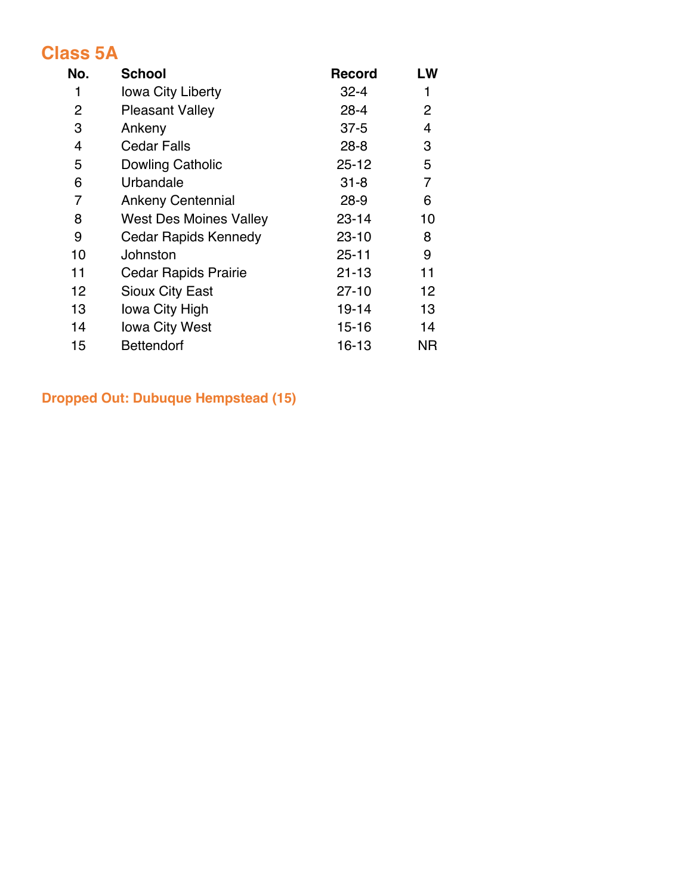## Class 5A

| No. | School | Record | LW |
|---|---|---|---|
| 1 | Iowa City Liberty | 32-4 | 1 |
| 2 | Pleasant Valley | 28-4 | 2 |
| 3 | Ankeny | 37-5 | 4 |
| 4 | Cedar Falls | 28-8 | 3 |
| 5 | Dowling Catholic | 25-12 | 5 |
| 6 | Urbandale | 31-8 | 7 |
| 7 | Ankeny Centennial | 28-9 | 6 |
| 8 | West Des Moines Valley | 23-14 | 10 |
| 9 | Cedar Rapids Kennedy | 23-10 | 8 |
| 10 | Johnston | 25-11 | 9 |
| 11 | Cedar Rapids Prairie | 21-13 | 11 |
| 12 | Sioux City East | 27-10 | 12 |
| 13 | Iowa City High | 19-14 | 13 |
| 14 | Iowa City West | 15-16 | 14 |
| 15 | Bettendorf | 16-13 | NR |

**Dropped Out: Dubuque Hempstead (15)**